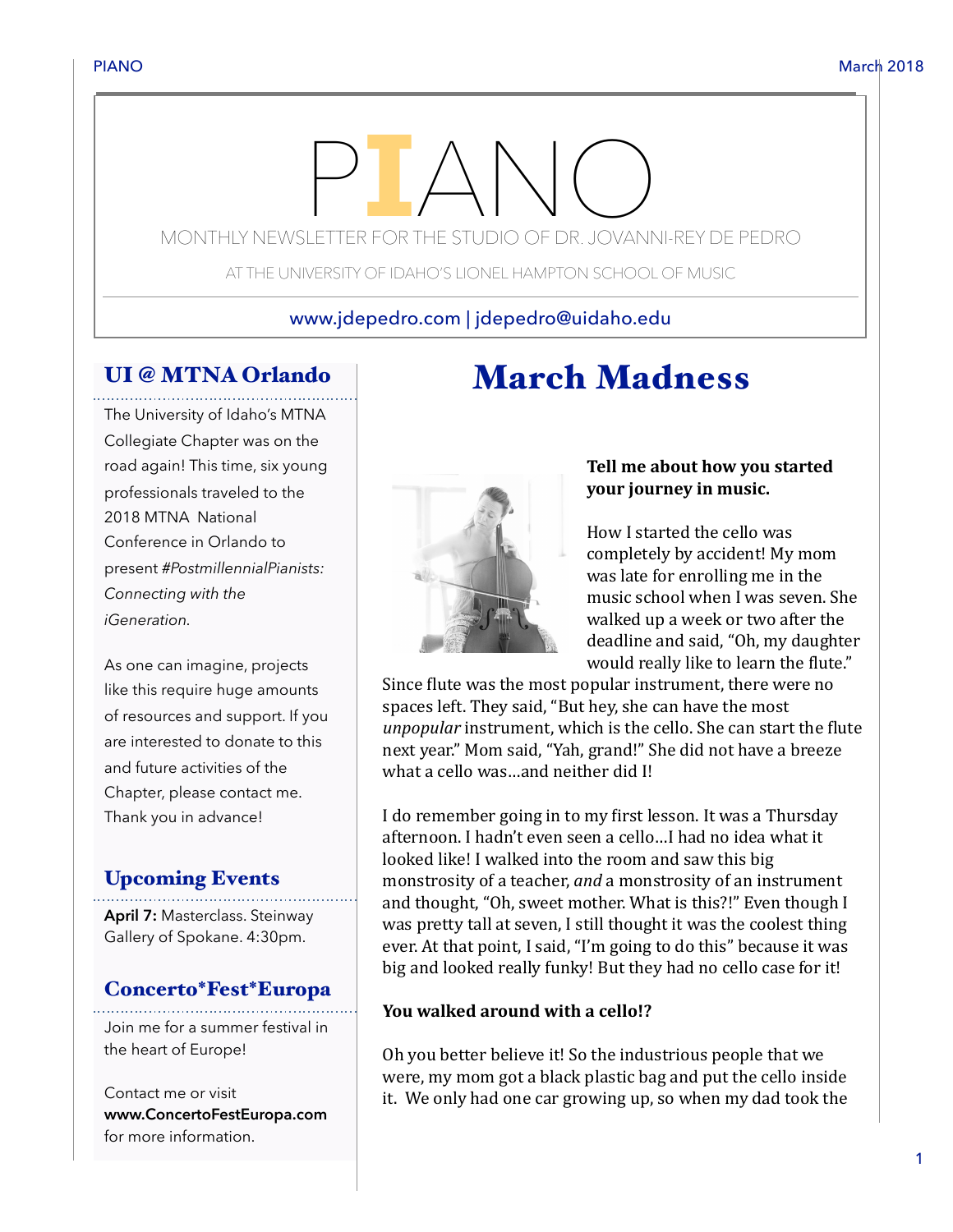# PIANO

MONTHLY NEWSLETTER FOR THE STUDIO OF DR. JOVANNI-REY DE PEDRO

AT THE UNIVERSITY OF IDAHO'S LIONEL HAMPTON SCHOOL OF MUSIC

www.jdepedro.com | jdepedro@uidaho.edu

## UI @ MTNA Orlando

The University of Idaho's MTNA Collegiate Chapter was on the road again! This time, six young professionals traveled to the 2018 MTNA National Conference in Orlando to present *#PostmillennialPianists: Connecting with the iGeneration.*

As one can imagine, projects like this require huge amounts of resources and support. If you are interested to donate to this and future activities of the Chapter, please contact me. Thank you in advance!

## Upcoming Events

**April 7:** Masterclass. Steinway Gallery of Spokane. 4:30pm.

## Concerto*Fest*Europa

Join me for a summer festival in the heart of Europe!

Contact me or visit **www.ConcertoFestEuropa.com** for more information.

# March Madness

**Tell me about how you started your journey in music.**

How I started the cello was completely by accident! My mom was late for enrolling me in the music school when I was seven. She walked up a week or two after the deadline and said, "Oh, my daughter would really like to learn the flute." Since flute was the most popular instrument, there were no spaces left. They said, "But hey, she can have the most *unpopular* instrument, which is the cello. She can start the flute next year." Mom said, "Yah, grand!" She did not have a breeze what a cello was…and neither did I!

I do remember going in to my first lesson. It was a Thursday afternoon. I hadn't even seen a cello…I had no idea what it looked like! I walked into the room and saw this big monstrosity of a teacher, *and* a monstrosity of an instrument and thought, "Oh, sweet mother. What is this?!" Even though I was pretty tall at seven, I still thought it was the coolest thing ever. At that point, I said, "I'm going to do this" because it was big and looked really funky! But they had no cello case for it!

**You walked around with a cello!?**

Oh you better believe it! So the industrious people that we were, my mom got a black plastic bag and put the cello inside it. We only had one car growing up, so when my dad took the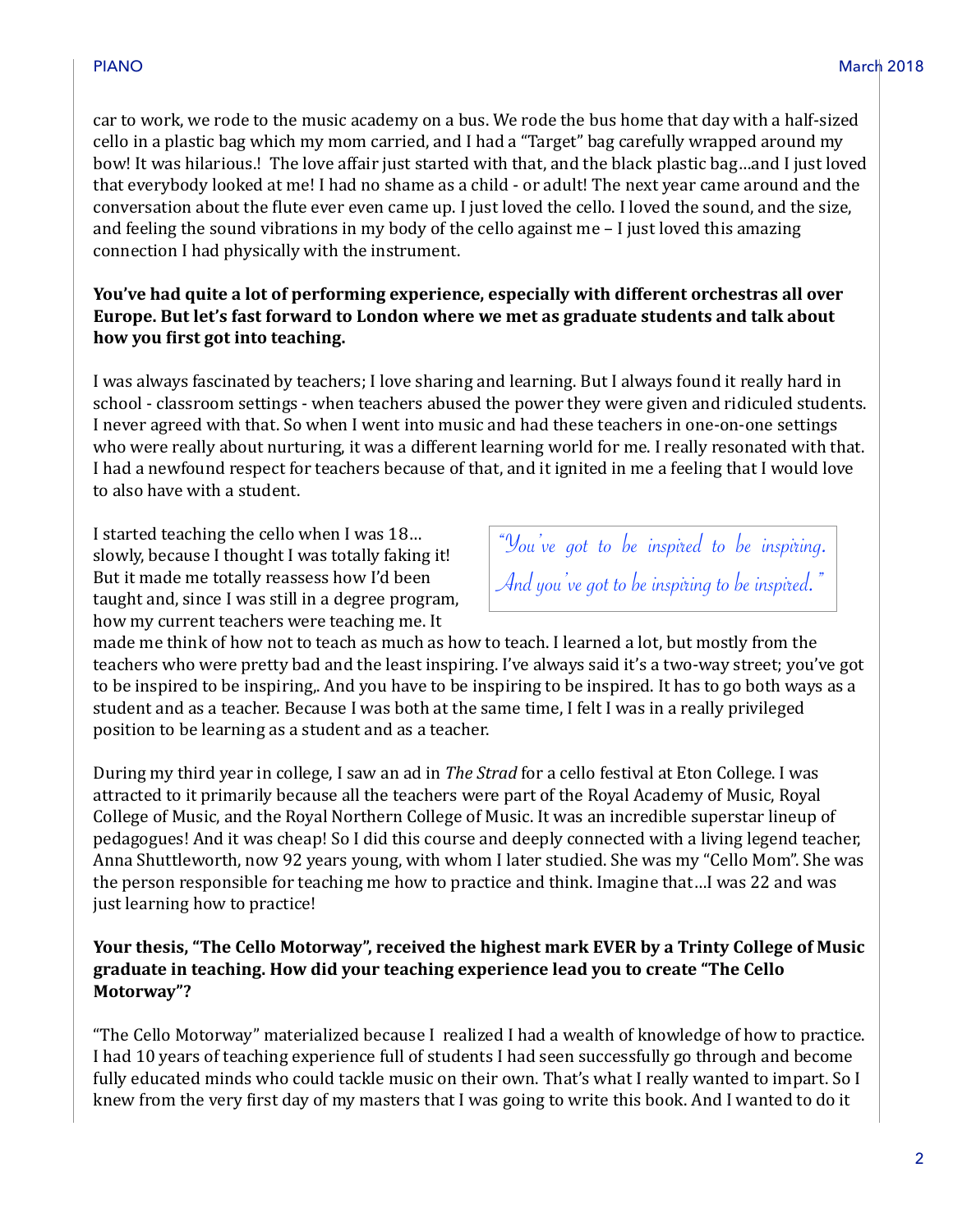car to work, we rode to the music academy on a bus. We rode the bus home that day with a half-sized cello in a plastic bag which my mom carried, and I had a "Target" bag carefully wrapped around my bow! It was hilarious.! The love affair just started with that, and the black plastic bag…and I just loved that everybody looked at me! I had no shame as a child - or adult! The next year came around and the conversation about the flute ever even came up. I just loved the cello. I loved the sound, and the size, and feeling the sound vibrations in my body of the cello against me – I just loved this amazing connection I had physically with the instrument.

**You've had quite a lot of performing experience, especially with different orchestras all over Europe. But let's fast forward to London where we met as graduate students and talk about how you first got into teaching.**

I was always fascinated by teachers; I love sharing and learning. But I always found it really hard in school - classroom settings - when teachers abused the power they were given and ridiculed students. I never agreed with that. So when I went into music and had these teachers in one-on-one settings who were really about nurturing, it was a different learning world for me. I really resonated with that. I had a newfound respect for teachers because of that, and it ignited in me a feeling that I would love to also have with a student.

> *"You've got to be inspired to be inspiring. And you've got to be inspiring to be inspired."*

I started teaching the cello when I was 18… slowly, because I thought I was totally faking it! But it made me totally reassess how I'd been taught and, since I was still in a degree program, how my current teachers were teaching me. It made me think of how not to teach as much as how to teach. I learned a lot, but mostly from the teachers who were pretty bad and the least inspiring. I've always said it's a two-way street; you've got to be inspired to be inspiring,. And you have to be inspiring to be inspired. It has to go both ways as a student and as a teacher. Because I was both at the same time, I felt I was in a really privileged position to be learning as a student and as a teacher.

During my third year in college, I saw an ad in *The Strad* for a cello festival at Eton College. I was attracted to it primarily because all the teachers were part of the Royal Academy of Music, Royal College of Music, and the Royal Northern College of Music. It was an incredible superstar lineup of pedagogues! And it was cheap! So I did this course and deeply connected with a living legend teacher, Anna Shuttleworth, now 92 years young, with whom I later studied. She was my "Cello Mom". She was the person responsible for teaching me how to practice and think. Imagine that…I was 22 and was just learning how to practice!

**Your thesis, "The Cello Motorway", received the highest mark EVER by a Trinty College of Music graduate in teaching. How did your teaching experience lead you to create "The Cello Motorway"?**

"The Cello Motorway" materialized because I realized I had a wealth of knowledge of how to practice. I had 10 years of teaching experience full of students I had seen successfully go through and become fully educated minds who could tackle music on their own. That's what I really wanted to impart. So I knew from the very first day of my masters that I was going to write this book. And I wanted to do it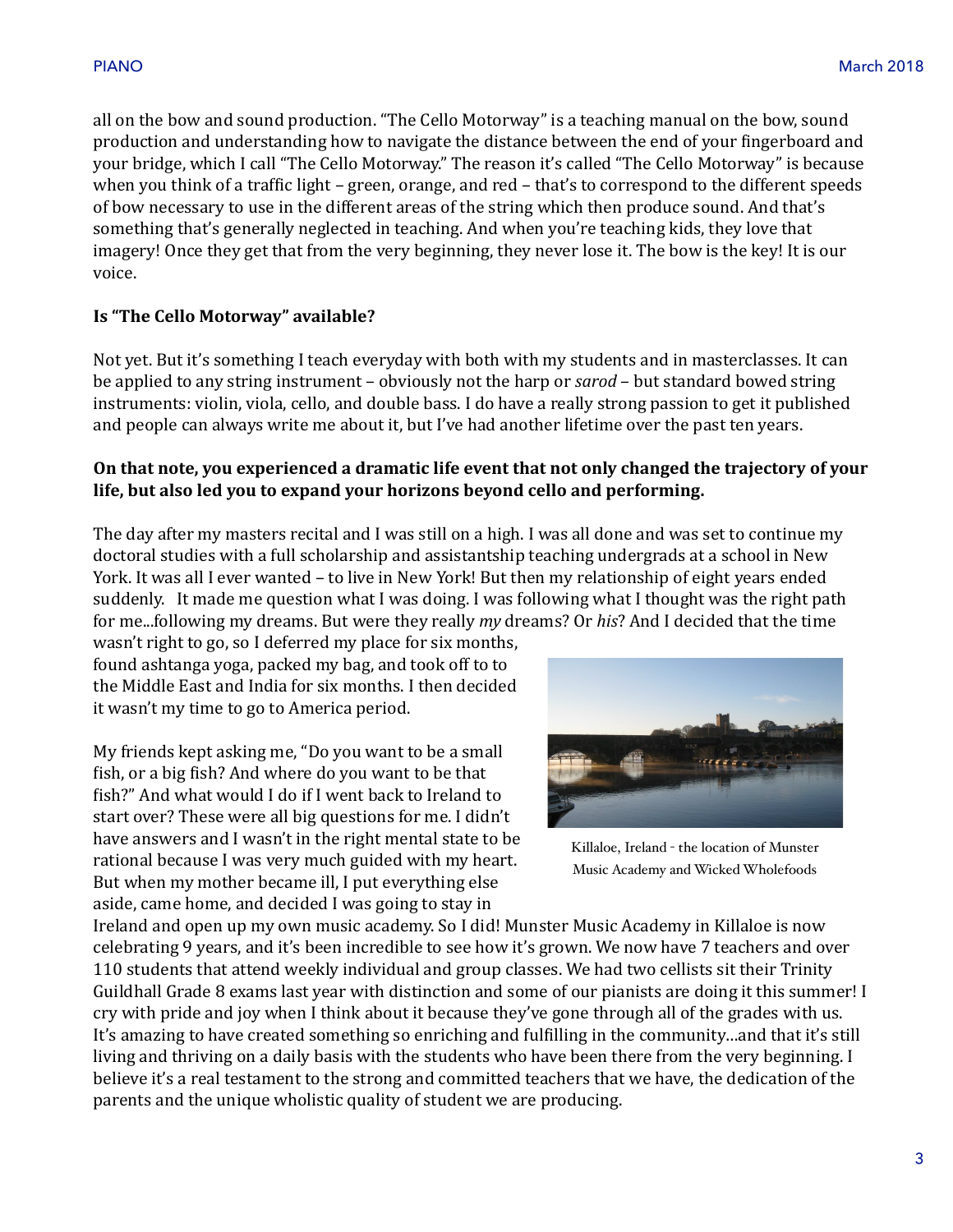all on the bow and sound production. "The Cello Motorway" is a teaching manual on the bow, sound production and understanding how to navigate the distance between the end of your fingerboard and your bridge, which I call "The Cello Motorway." The reason it's called "The Cello Motorway" is because when you think of a traffic light – green, orange, and red – that's to correspond to the different speeds of bow necessary to use in the different areas of the string which then produce sound. And that's something that's generally neglected in teaching. And when you're teaching kids, they love that imagery! Once they get that from the very beginning, they never lose it. The bow is the key! It is our voice.

**Is "The Cello Motorway" available?**

Not yet. But it's something I teach everyday with both with my students and in masterclasses. It can be applied to any string instrument – obviously not the harp or *sarod* – but standard bowed string instruments: violin, viola, cello, and double bass. I do have a really strong passion to get it published and people can always write me about it, but I've had another lifetime over the past ten years.

**On that note, you experienced a dramatic life event that not only changed the trajectory of your life, but also led you to expand your horizons beyond cello and performing.**

The day after my masters recital and I was still on a high. I was all done and was set to continue my doctoral studies with a full scholarship and assistantship teaching undergrads at a school in New York. It was all I ever wanted – to live in New York! But then my relationship of eight years ended suddenly. It made me question what I was doing. I was following what I thought was the right path for me...following my dreams. But were they really *my* dreams? Or *his*? And I decided that the time wasn't right to go, so I deferred my place for six months, found ashtanga yoga, packed my bag, and took off to to the Middle East and India for six months. I then decided it wasn't my time to go to America period.

My friends kept asking me, "Do you want to be a small fish, or a big fish? And where do you want to be that fish?" And what would I do if I went back to Ireland to start over? These were all big questions for me. I didn't have answers and I wasn't in the right mental state to be rational because I was very much guided with my heart. But when my mother became ill, I put everything else aside, came home, and decided I was going to stay in Ireland and open up my own music academy. So I did! Munster Music Academy in Killaloe is now celebrating 9 years, and it's been incredible to see how it's grown. We now have 7 teachers and over 110 students that attend weekly individual and group classes. We had two cellists sit their Trinity Guildhall Grade 8 exams last year with distinction and some of our pianists are doing it this summer! I cry with pride and joy when I think about it because they've gone through all of the grades with us. It's amazing to have created something so enriching and fulfilling in the community...and that it's still living and thriving on a daily basis with the students who have been there from the very beginning. I believe it's a real testament to the strong and committed teachers that we have, the dedication of the parents and the unique wholistic quality of student we are producing.

Killaloe, Ireland - the location of Munster Music Academy and Wicked Wholefoods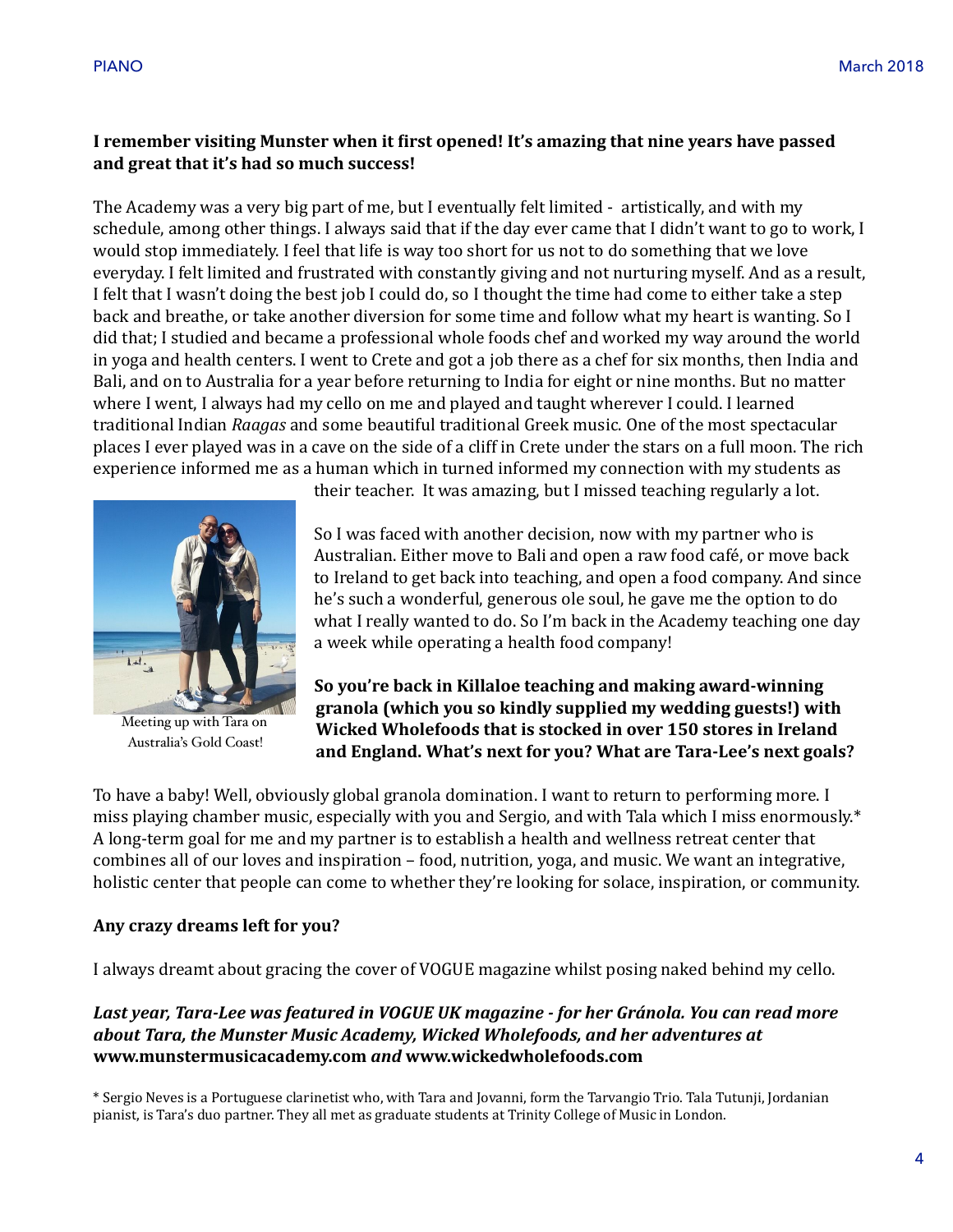**I remember visiting Munster when it first opened! It's amazing that nine years have passed and great that it's had so much success!**

The Academy was a very big part of me, but I eventually felt limited - artistically, and with my schedule, among other things. I always said that if the day ever came that I didn't want to go to work, I would stop immediately. I feel that life is way too short for us not to do something that we love everyday. I felt limited and frustrated with constantly giving and not nurturing myself. And as a result, I felt that I wasn't doing the best job I could do, so I thought the time had come to either take a step back and breathe, or take another diversion for some time and follow what my heart is wanting. So I did that; I studied and became a professional whole foods chef and worked my way around the world in yoga and health centers. I went to Crete and got a job there as a chef for six months, then India and Bali, and on to Australia for a year before returning to India for eight or nine months. But no matter where I went, I always had my cello on me and played and taught wherever I could. I learned traditional Indian *Raagas* and some beautiful traditional Greek music. One of the most spectacular places I ever played was in a cave on the side of a cliff in Crete under the stars on a full moon. The rich experience informed me as a human which in turned informed my connection with my students as their teacher. It was amazing, but I missed teaching regularly a lot.

Meeting up with Tara on Australia's Gold Coast!

So I was faced with another decision, now with my partner who is Australian. Either move to Bali and open a raw food café, or move back to Ireland to get back into teaching, and open a food company. And since he's such a wonderful, generous ole soul, he gave me the option to do what I really wanted to do. So I'm back in the Academy teaching one day a week while operating a health food company!

**So you're back in Killaloe teaching and making award-winning granola (which you so kindly supplied my wedding guests!) with Wicked Wholefoods that is stocked in over 150 stores in Ireland and England. What's next for you? What are Tara-Lee's next goals?**

To have a baby! Well, obviously global granola domination. I want to return to performing more. I miss playing chamber music, especially with you and Sergio, and with Tala which I miss enormously.* A long-term goal for me and my partner is to establish a health and wellness retreat center that combines all of our loves and inspiration – food, nutrition, yoga, and music. We want an integrative, holistic center that people can come to whether they're looking for solace, inspiration, or community.

**Any crazy dreams left for you?**

I always dreamt about gracing the cover of VOGUE magazine whilst posing naked behind my cello.

***Last year, Tara-Lee was featured in VOGUE UK magazine - for her Gránola. You can read more about Tara, the Munster Music Academy, Wicked Wholefoods, and her adventures at* www.munstermusicacademy.com *and* www.wickedwholefoods.com**

* Sergio Neves is a Portuguese clarinetist who, with Tara and Jovanni, form the Tarvangio Trio. Tala Tutunji, Jordanian pianist, is Tara's duo partner. They all met as graduate students at Trinity College of Music in London.